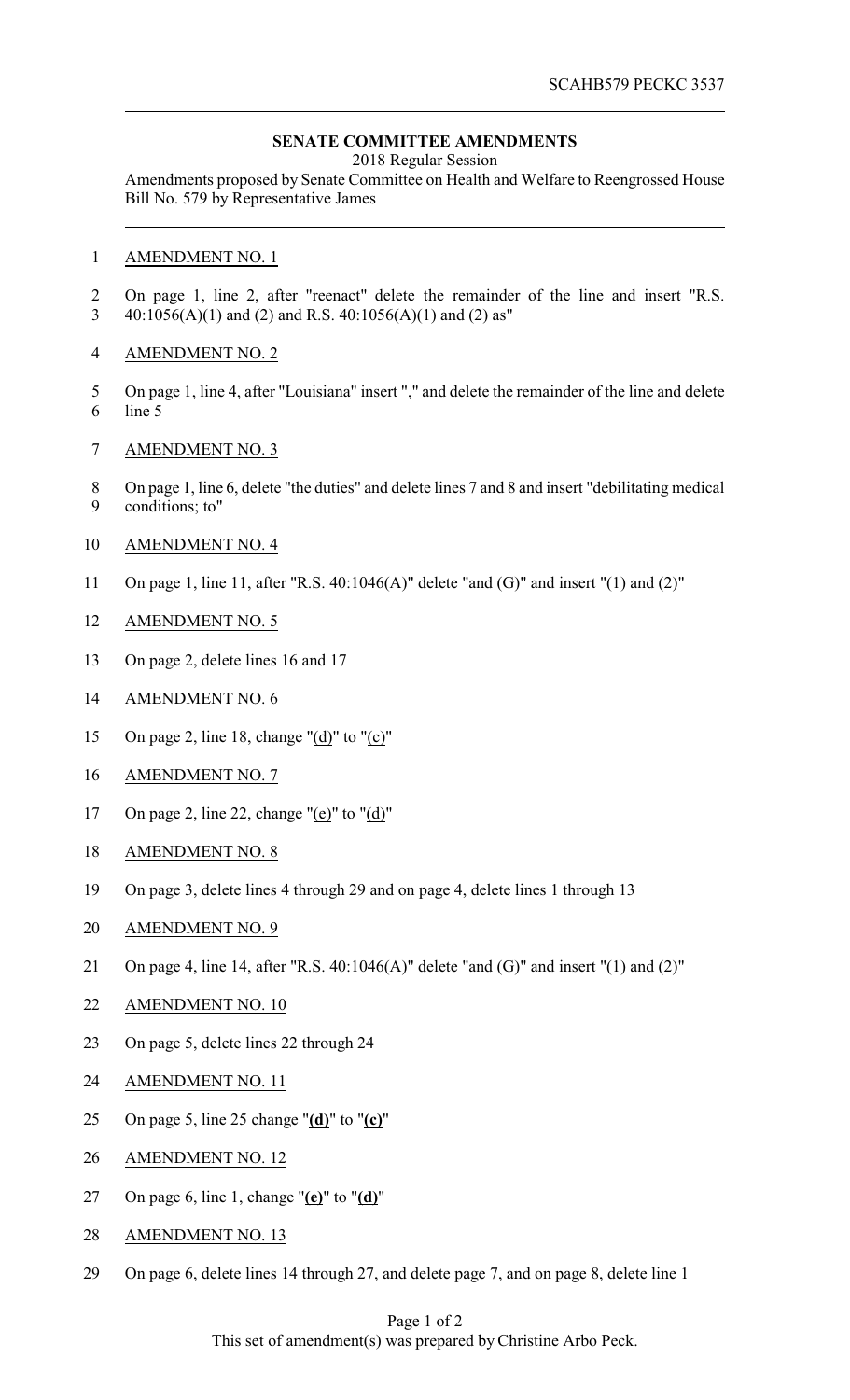SCAHB579 PECKC 3537

## SENATE COMMITTEE AMENDMENTS

2018 Regular Session

Amendments proposed by Senate Committee on Health and Welfare to Reengrossed House Bill No. 579 by Representative James

AMENDMENT NO. 1

On page 1, line 2, after "reenact" delete the remainder of the line and insert "R.S. 40:1056(A)(1) and (2) and R.S. 40:1056(A)(1) and (2) as"

AMENDMENT NO. 2

On page 1, line 4, after "Louisiana" insert "," and delete the remainder of the line and delete line 5

AMENDMENT NO. 3

On page 1, line 6, delete "the duties" and delete lines 7 and 8 and insert "debilitating medical conditions; to"

AMENDMENT NO. 4

On page 1, line 11, after "R.S. 40:1046(A)" delete "and (G)" and insert "(1) and (2)"

AMENDMENT NO. 5

On page 2, delete lines 16 and 17

AMENDMENT NO. 6

On page 2, line 18, change "(d)" to "(c)"

AMENDMENT NO. 7

On page 2, line 22, change "(e)" to "(d)"

AMENDMENT NO. 8

On page 3, delete lines 4 through 29 and on page 4, delete lines 1 through 13

AMENDMENT NO. 9

On page 4, line 14, after "R.S. 40:1046(A)" delete "and (G)" and insert "(1) and (2)"

AMENDMENT NO. 10

On page 5, delete lines 22 through 24

AMENDMENT NO. 11

On page 5, line 25 change "**(d)**" to "**(c)**"

AMENDMENT NO. 12

On page 6, line 1, change "**(e)**" to "**(d)**"

AMENDMENT NO. 13

On page 6, delete lines 14 through 27, and delete page 7, and on page 8, delete line 1

This set of amendment(s) was prepared by Christine Arbo Peck.